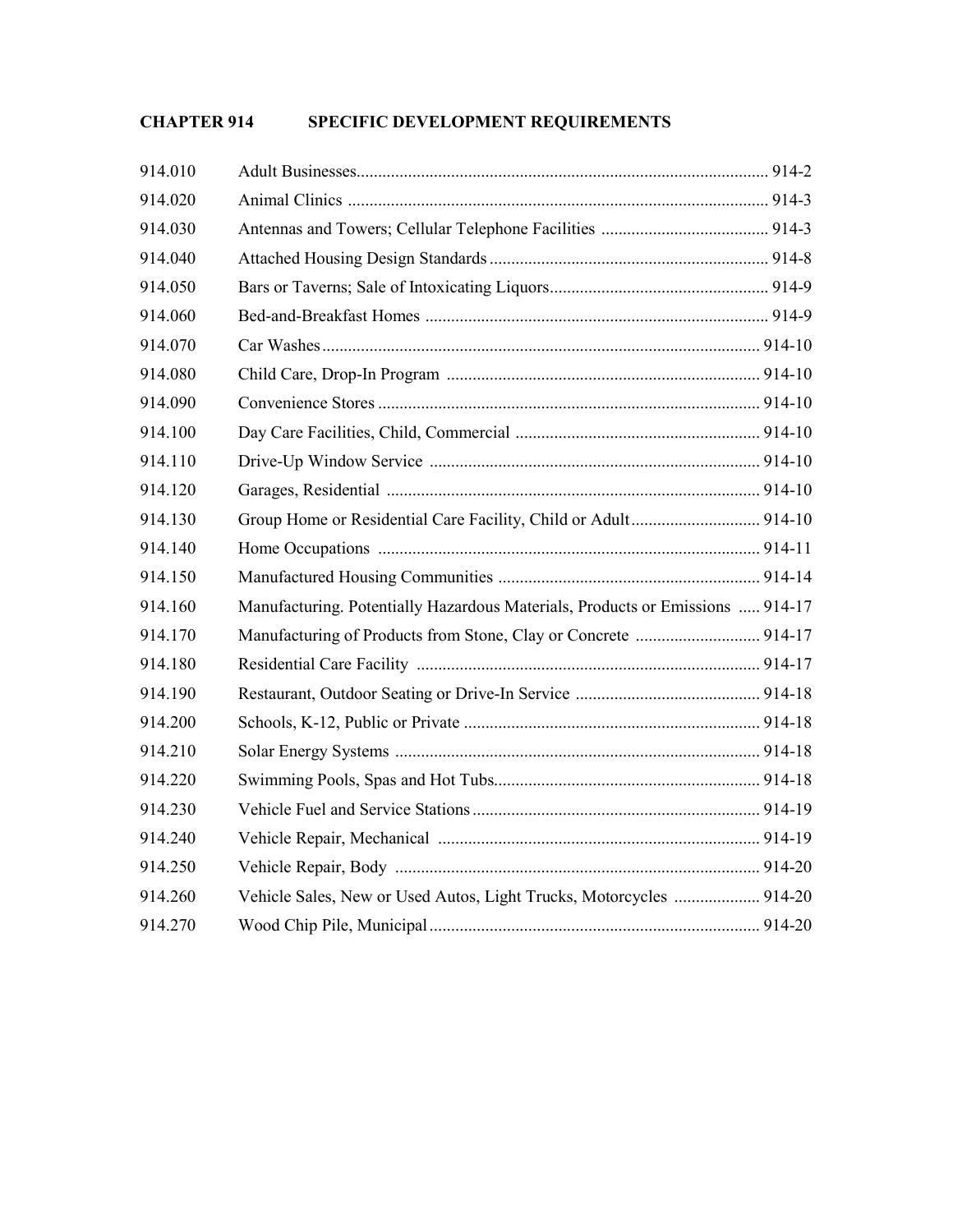# CHAPTER 914 SPECIFIC DEVELOPMENT REQUIREMENTS

| | | |
|---|---|---|
| 914.010 | Adult Businesses | 914-2 |
| 914.020 | Animal Clinics | 914-3 |
| 914.030 | Antennas and Towers; Cellular Telephone Facilities | 914-3 |
| 914.040 | Attached Housing Design Standards | 914-8 |
| 914.050 | Bars or Taverns; Sale of Intoxicating Liquors | 914-9 |
| 914.060 | Bed-and-Breakfast Homes | 914-9 |
| 914.070 | Car Washes | 914-10 |
| 914.080 | Child Care, Drop-In Program | 914-10 |
| 914.090 | Convenience Stores | 914-10 |
| 914.100 | Day Care Facilities, Child, Commercial | 914-10 |
| 914.110 | Drive-Up Window Service | 914-10 |
| 914.120 | Garages, Residential | 914-10 |
| 914.130 | Group Home or Residential Care Facility, Child or Adult | 914-10 |
| 914.140 | Home Occupations | 914-11 |
| 914.150 | Manufactured Housing Communities | 914-14 |
| 914.160 | Manufacturing. Potentially Hazardous Materials, Products or Emissions | 914-17 |
| 914.170 | Manufacturing of Products from Stone, Clay or Concrete | 914-17 |
| 914.180 | Residential Care Facility | 914-17 |
| 914.190 | Restaurant, Outdoor Seating or Drive-In Service | 914-18 |
| 914.200 | Schools, K-12, Public or Private | 914-18 |
| 914.210 | Solar Energy Systems | 914-18 |
| 914.220 | Swimming Pools, Spas and Hot Tubs | 914-18 |
| 914.230 | Vehicle Fuel and Service Stations | 914-19 |
| 914.240 | Vehicle Repair, Mechanical | 914-19 |
| 914.250 | Vehicle Repair, Body | 914-20 |
| 914.260 | Vehicle Sales, New or Used Autos, Light Trucks, Motorcycles | 914-20 |
| 914.270 | Wood Chip Pile, Municipal | 914-20 |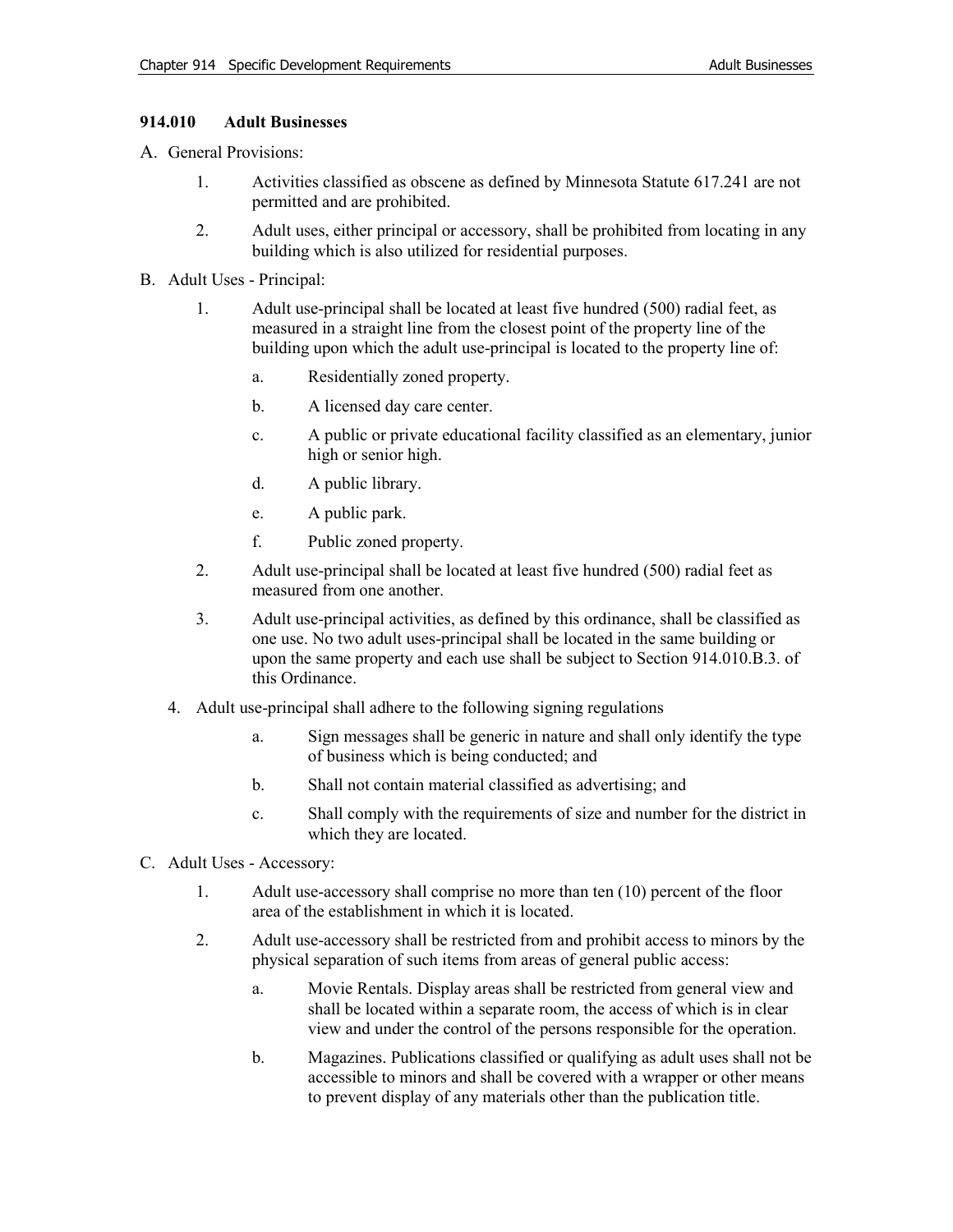## 914.010 Adult Businesses

A. General Provisions:

1. Activities classified as obscene as defined by Minnesota Statute 617.241 are not permitted and are prohibited.
2. Adult uses, either principal or accessory, shall be prohibited from locating in any building which is also utilized for residential purposes.

B. Adult Uses - Principal:

1. Adult use-principal shall be located at least five hundred (500) radial feet, as measured in a straight line from the closest point of the property line of the building upon which the adult use-principal is located to the property line of:
   a. Residentially zoned property.
   b. A licensed day care center.
   c. A public or private educational facility classified as an elementary, junior high or senior high.
   d. A public library.
   e. A public park.
   f. Public zoned property.
2. Adult use-principal shall be located at least five hundred (500) radial feet as measured from one another.
3. Adult use-principal activities, as defined by this ordinance, shall be classified as one use. No two adult uses-principal shall be located in the same building or upon the same property and each use shall be subject to Section 914.010.B.3. of this Ordinance.
4. Adult use-principal shall adhere to the following signing regulations
   a. Sign messages shall be generic in nature and shall only identify the type of business which is being conducted; and
   b. Shall not contain material classified as advertising; and
   c. Shall comply with the requirements of size and number for the district in which they are located.

C. Adult Uses - Accessory:

1. Adult use-accessory shall comprise no more than ten (10) percent of the floor area of the establishment in which it is located.
2. Adult use-accessory shall be restricted from and prohibit access to minors by the physical separation of such items from areas of general public access:
   a. Movie Rentals. Display areas shall be restricted from general view and shall be located within a separate room, the access of which is in clear view and under the control of the persons responsible for the operation.
   b. Magazines. Publications classified or qualifying as adult uses shall not be accessible to minors and shall be covered with a wrapper or other means to prevent display of any materials other than the publication title.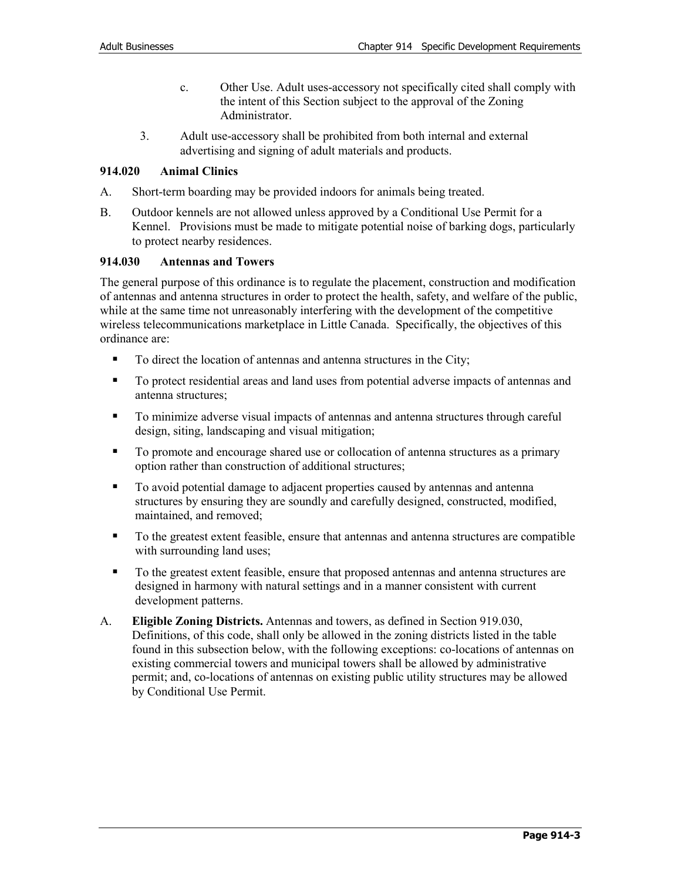c. Other Use. Adult uses-accessory not specifically cited shall comply with the intent of this Section subject to the approval of the Zoning Administrator.

3. Adult use-accessory shall be prohibited from both internal and external advertising and signing of adult materials and products.

### 914.020 Animal Clinics

A. Short-term boarding may be provided indoors for animals being treated.

B. Outdoor kennels are not allowed unless approved by a Conditional Use Permit for a Kennel. Provisions must be made to mitigate potential noise of barking dogs, particularly to protect nearby residences.

### 914.030 Antennas and Towers

The general purpose of this ordinance is to regulate the placement, construction and modification of antennas and antenna structures in order to protect the health, safety, and welfare of the public, while at the same time not unreasonably interfering with the development of the competitive wireless telecommunications marketplace in Little Canada. Specifically, the objectives of this ordinance are:

- To direct the location of antennas and antenna structures in the City;
- To protect residential areas and land uses from potential adverse impacts of antennas and antenna structures;
- To minimize adverse visual impacts of antennas and antenna structures through careful design, siting, landscaping and visual mitigation;
- To promote and encourage shared use or collocation of antenna structures as a primary option rather than construction of additional structures;
- To avoid potential damage to adjacent properties caused by antennas and antenna structures by ensuring they are soundly and carefully designed, constructed, modified, maintained, and removed;
- To the greatest extent feasible, ensure that antennas and antenna structures are compatible with surrounding land uses;
- To the greatest extent feasible, ensure that proposed antennas and antenna structures are designed in harmony with natural settings and in a manner consistent with current development patterns.

A. **Eligible Zoning Districts.** Antennas and towers, as defined in Section 919.030, Definitions, of this code, shall only be allowed in the zoning districts listed in the table found in this subsection below, with the following exceptions: co-locations of antennas on existing commercial towers and municipal towers shall be allowed by administrative permit; and, co-locations of antennas on existing public utility structures may be allowed by Conditional Use Permit.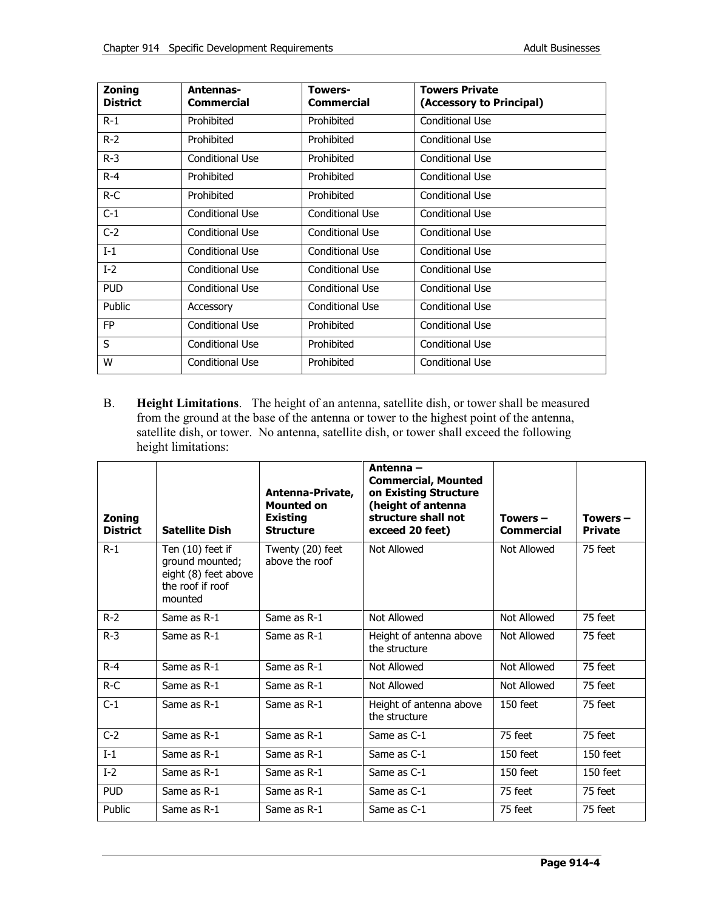| Zoning District | Antennas-Commercial | Towers-Commercial | Towers Private (Accessory to Principal) |
|---|---|---|---|
| R-1 | Prohibited | Prohibited | Conditional Use |
| R-2 | Prohibited | Prohibited | Conditional Use |
| R-3 | Conditional Use | Prohibited | Conditional Use |
| R-4 | Prohibited | Prohibited | Conditional Use |
| R-C | Prohibited | Prohibited | Conditional Use |
| C-1 | Conditional Use | Conditional Use | Conditional Use |
| C-2 | Conditional Use | Conditional Use | Conditional Use |
| I-1 | Conditional Use | Conditional Use | Conditional Use |
| I-2 | Conditional Use | Conditional Use | Conditional Use |
| PUD | Conditional Use | Conditional Use | Conditional Use |
| Public | Accessory | Conditional Use | Conditional Use |
| FP | Conditional Use | Prohibited | Conditional Use |
| S | Conditional Use | Prohibited | Conditional Use |
| W | Conditional Use | Prohibited | Conditional Use |

B. **Height Limitations**. The height of an antenna, satellite dish, or tower shall be measured from the ground at the base of the antenna or tower to the highest point of the antenna, satellite dish, or tower. No antenna, satellite dish, or tower shall exceed the following height limitations:

| Zoning District | Satellite Dish | Antenna-Private, Mounted on Existing Structure | Antenna – Commercial, Mounted on Existing Structure (height of antenna structure shall not exceed 20 feet) | Towers – Commercial | Towers – Private |
|---|---|---|---|---|---|
| R-1 | Ten (10) feet if ground mounted; eight (8) feet above the roof if roof mounted | Twenty (20) feet above the roof | Not Allowed | Not Allowed | 75 feet |
| R-2 | Same as R-1 | Same as R-1 | Not Allowed | Not Allowed | 75 feet |
| R-3 | Same as R-1 | Same as R-1 | Height of antenna above the structure | Not Allowed | 75 feet |
| R-4 | Same as R-1 | Same as R-1 | Not Allowed | Not Allowed | 75 feet |
| R-C | Same as R-1 | Same as R-1 | Not Allowed | Not Allowed | 75 feet |
| C-1 | Same as R-1 | Same as R-1 | Height of antenna above the structure | 150 feet | 75 feet |
| C-2 | Same as R-1 | Same as R-1 | Same as C-1 | 75 feet | 75 feet |
| I-1 | Same as R-1 | Same as R-1 | Same as C-1 | 150 feet | 150 feet |
| I-2 | Same as R-1 | Same as R-1 | Same as C-1 | 150 feet | 150 feet |
| PUD | Same as R-1 | Same as R-1 | Same as C-1 | 75 feet | 75 feet |
| Public | Same as R-1 | Same as R-1 | Same as C-1 | 75 feet | 75 feet |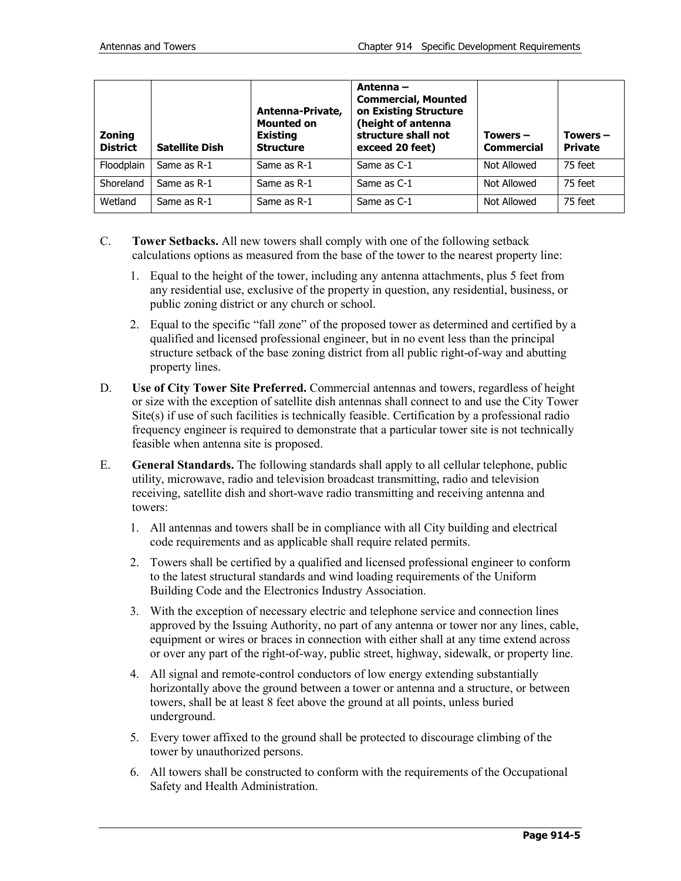| Zoning District | Satellite Dish | Antenna-Private, Mounted on Existing Structure | Antenna – Commercial, Mounted on Existing Structure (height of antenna structure shall not exceed 20 feet) | Towers – Commercial | Towers – Private |
|---|---|---|---|---|---|
| Floodplain | Same as R-1 | Same as R-1 | Same as C-1 | Not Allowed | 75 feet |
| Shoreland | Same as R-1 | Same as R-1 | Same as C-1 | Not Allowed | 75 feet |
| Wetland | Same as R-1 | Same as R-1 | Same as C-1 | Not Allowed | 75 feet |

C. **Tower Setbacks.** All new towers shall comply with one of the following setback calculations options as measured from the base of the tower to the nearest property line:

1. Equal to the height of the tower, including any antenna attachments, plus 5 feet from any residential use, exclusive of the property in question, any residential, business, or public zoning district or any church or school.
2. Equal to the specific "fall zone" of the proposed tower as determined and certified by a qualified and licensed professional engineer, but in no event less than the principal structure setback of the base zoning district from all public right-of-way and abutting property lines.

D. **Use of City Tower Site Preferred.** Commercial antennas and towers, regardless of height or size with the exception of satellite dish antennas shall connect to and use the City Tower Site(s) if use of such facilities is technically feasible. Certification by a professional radio frequency engineer is required to demonstrate that a particular tower site is not technically feasible when antenna site is proposed.

E. **General Standards.** The following standards shall apply to all cellular telephone, public utility, microwave, radio and television broadcast transmitting, radio and television receiving, satellite dish and short-wave radio transmitting and receiving antenna and towers:

1. All antennas and towers shall be in compliance with all City building and electrical code requirements and as applicable shall require related permits.
2. Towers shall be certified by a qualified and licensed professional engineer to conform to the latest structural standards and wind loading requirements of the Uniform Building Code and the Electronics Industry Association.
3. With the exception of necessary electric and telephone service and connection lines approved by the Issuing Authority, no part of any antenna or tower nor any lines, cable, equipment or wires or braces in connection with either shall at any time extend across or over any part of the right-of-way, public street, highway, sidewalk, or property line.
4. All signal and remote-control conductors of low energy extending substantially horizontally above the ground between a tower or antenna and a structure, or between towers, shall be at least 8 feet above the ground at all points, unless buried underground.
5. Every tower affixed to the ground shall be protected to discourage climbing of the tower by unauthorized persons.
6. All towers shall be constructed to conform with the requirements of the Occupational Safety and Health Administration.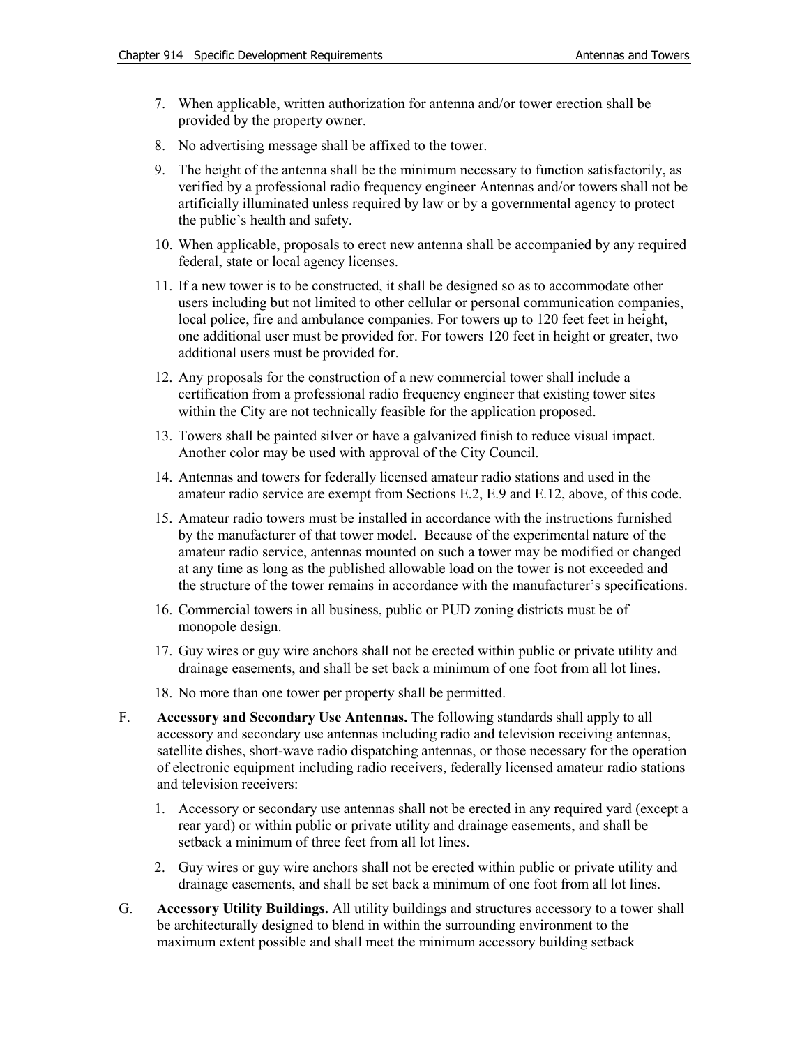7. When applicable, written authorization for antenna and/or tower erection shall be provided by the property owner.

8. No advertising message shall be affixed to the tower.

9. The height of the antenna shall be the minimum necessary to function satisfactorily, as verified by a professional radio frequency engineer Antennas and/or towers shall not be artificially illuminated unless required by law or by a governmental agency to protect the public's health and safety.

10. When applicable, proposals to erect new antenna shall be accompanied by any required federal, state or local agency licenses.

11. If a new tower is to be constructed, it shall be designed so as to accommodate other users including but not limited to other cellular or personal communication companies, local police, fire and ambulance companies. For towers up to 120 feet feet in height, one additional user must be provided for. For towers 120 feet in height or greater, two additional users must be provided for.

12. Any proposals for the construction of a new commercial tower shall include a certification from a professional radio frequency engineer that existing tower sites within the City are not technically feasible for the application proposed.

13. Towers shall be painted silver or have a galvanized finish to reduce visual impact. Another color may be used with approval of the City Council.

14. Antennas and towers for federally licensed amateur radio stations and used in the amateur radio service are exempt from Sections E.2, E.9 and E.12, above, of this code.

15. Amateur radio towers must be installed in accordance with the instructions furnished by the manufacturer of that tower model. Because of the experimental nature of the amateur radio service, antennas mounted on such a tower may be modified or changed at any time as long as the published allowable load on the tower is not exceeded and the structure of the tower remains in accordance with the manufacturer's specifications.

16. Commercial towers in all business, public or PUD zoning districts must be of monopole design.

17. Guy wires or guy wire anchors shall not be erected within public or private utility and drainage easements, and shall be set back a minimum of one foot from all lot lines.

18. No more than one tower per property shall be permitted.

F. **Accessory and Secondary Use Antennas.** The following standards shall apply to all accessory and secondary use antennas including radio and television receiving antennas, satellite dishes, short-wave radio dispatching antennas, or those necessary for the operation of electronic equipment including radio receivers, federally licensed amateur radio stations and television receivers:

1. Accessory or secondary use antennas shall not be erected in any required yard (except a rear yard) or within public or private utility and drainage easements, and shall be setback a minimum of three feet from all lot lines.

2. Guy wires or guy wire anchors shall not be erected within public or private utility and drainage easements, and shall be set back a minimum of one foot from all lot lines.

G. **Accessory Utility Buildings.** All utility buildings and structures accessory to a tower shall be architecturally designed to blend in within the surrounding environment to the maximum extent possible and shall meet the minimum accessory building setback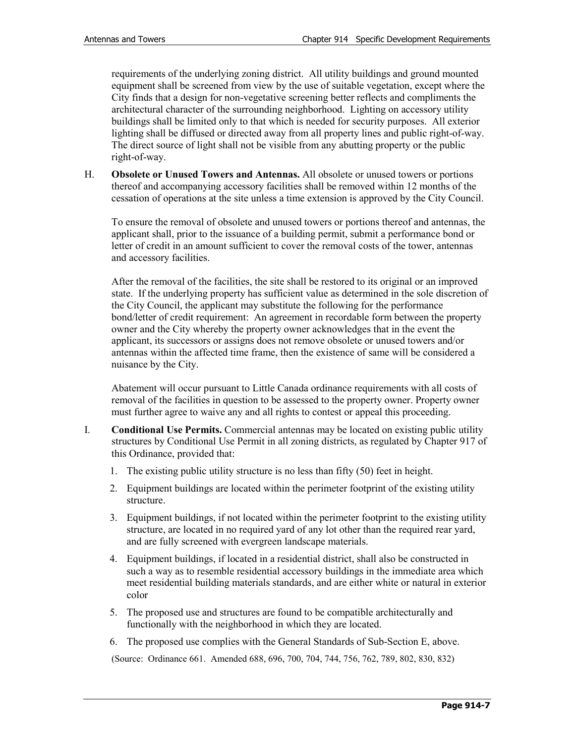requirements of the underlying zoning district. All utility buildings and ground mounted equipment shall be screened from view by the use of suitable vegetation, except where the City finds that a design for non-vegetative screening better reflects and compliments the architectural character of the surrounding neighborhood. Lighting on accessory utility buildings shall be limited only to that which is needed for security purposes. All exterior lighting shall be diffused or directed away from all property lines and public right-of-way. The direct source of light shall not be visible from any abutting property or the public right-of-way.

H. **Obsolete or Unused Towers and Antennas.** All obsolete or unused towers or portions thereof and accompanying accessory facilities shall be removed within 12 months of the cessation of operations at the site unless a time extension is approved by the City Council.

   To ensure the removal of obsolete and unused towers or portions thereof and antennas, the applicant shall, prior to the issuance of a building permit, submit a performance bond or letter of credit in an amount sufficient to cover the removal costs of the tower, antennas and accessory facilities.

   After the removal of the facilities, the site shall be restored to its original or an improved state. If the underlying property has sufficient value as determined in the sole discretion of the City Council, the applicant may substitute the following for the performance bond/letter of credit requirement: An agreement in recordable form between the property owner and the City whereby the property owner acknowledges that in the event the applicant, its successors or assigns does not remove obsolete or unused towers and/or antennas within the affected time frame, then the existence of same will be considered a nuisance by the City.

   Abatement will occur pursuant to Little Canada ordinance requirements with all costs of removal of the facilities in question to be assessed to the property owner. Property owner must further agree to waive any and all rights to contest or appeal this proceeding.

I. **Conditional Use Permits.** Commercial antennas may be located on existing public utility structures by Conditional Use Permit in all zoning districts, as regulated by Chapter 917 of this Ordinance, provided that:

   1. The existing public utility structure is no less than fifty (50) feet in height.
   2. Equipment buildings are located within the perimeter footprint of the existing utility structure.
   3. Equipment buildings, if not located within the perimeter footprint to the existing utility structure, are located in no required yard of any lot other than the required rear yard, and are fully screened with evergreen landscape materials.
   4. Equipment buildings, if located in a residential district, shall also be constructed in such a way as to resemble residential accessory buildings in the immediate area which meet residential building materials standards, and are either white or natural in exterior color
   5. The proposed use and structures are found to be compatible architecturally and functionally with the neighborhood in which they are located.
   6. The proposed use complies with the General Standards of Sub-Section E, above.

(Source: Ordinance 661. Amended 688, 696, 700, 704, 744, 756, 762, 789, 802, 830, 832)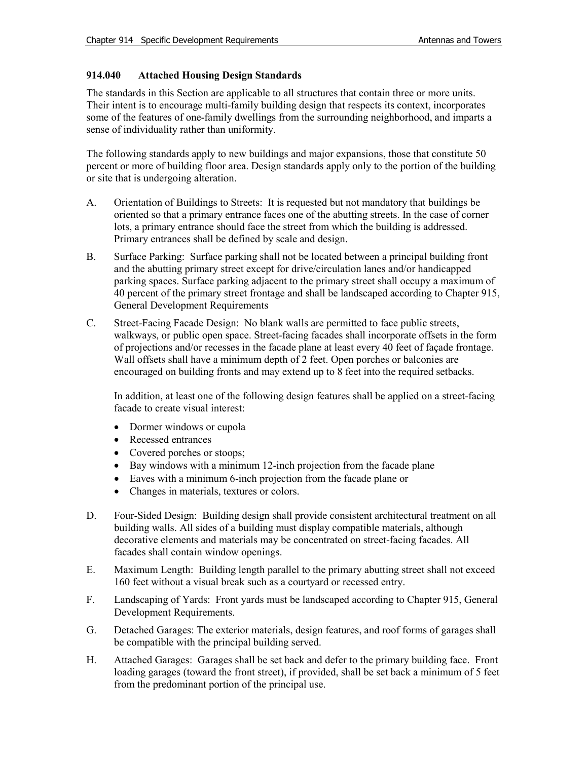### 914.040 Attached Housing Design Standards

The standards in this Section are applicable to all structures that contain three or more units. Their intent is to encourage multi-family building design that respects its context, incorporates some of the features of one-family dwellings from the surrounding neighborhood, and imparts a sense of individuality rather than uniformity.

The following standards apply to new buildings and major expansions, those that constitute 50 percent or more of building floor area. Design standards apply only to the portion of the building or site that is undergoing alteration.

A. Orientation of Buildings to Streets: It is requested but not mandatory that buildings be oriented so that a primary entrance faces one of the abutting streets. In the case of corner lots, a primary entrance should face the street from which the building is addressed. Primary entrances shall be defined by scale and design.

B. Surface Parking: Surface parking shall not be located between a principal building front and the abutting primary street except for drive/circulation lanes and/or handicapped parking spaces. Surface parking adjacent to the primary street shall occupy a maximum of 40 percent of the primary street frontage and shall be landscaped according to Chapter 915, General Development Requirements

C. Street-Facing Facade Design: No blank walls are permitted to face public streets, walkways, or public open space. Street-facing facades shall incorporate offsets in the form of projections and/or recesses in the facade plane at least every 40 feet of façade frontage. Wall offsets shall have a minimum depth of 2 feet. Open porches or balconies are encouraged on building fronts and may extend up to 8 feet into the required setbacks.

   In addition, at least one of the following design features shall be applied on a street-facing facade to create visual interest:

   - Dormer windows or cupola
   - Recessed entrances
   - Covered porches or stoops;
   - Bay windows with a minimum 12-inch projection from the facade plane
   - Eaves with a minimum 6-inch projection from the facade plane or
   - Changes in materials, textures or colors.

D. Four-Sided Design: Building design shall provide consistent architectural treatment on all building walls. All sides of a building must display compatible materials, although decorative elements and materials may be concentrated on street-facing facades. All facades shall contain window openings.

E. Maximum Length: Building length parallel to the primary abutting street shall not exceed 160 feet without a visual break such as a courtyard or recessed entry.

F. Landscaping of Yards: Front yards must be landscaped according to Chapter 915, General Development Requirements.

G. Detached Garages: The exterior materials, design features, and roof forms of garages shall be compatible with the principal building served.

H. Attached Garages: Garages shall be set back and defer to the primary building face. Front loading garages (toward the front street), if provided, shall be set back a minimum of 5 feet from the predominant portion of the principal use.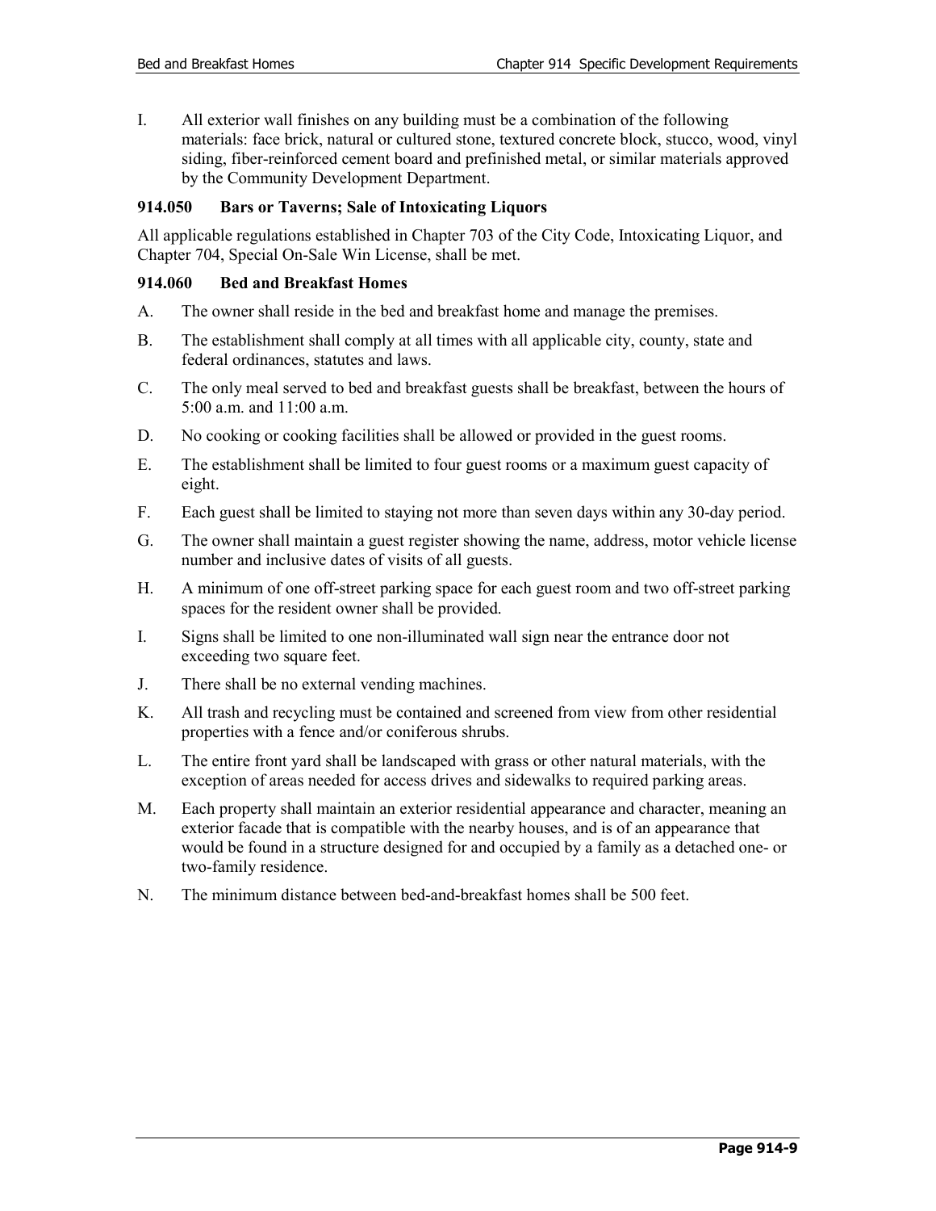I. All exterior wall finishes on any building must be a combination of the following materials: face brick, natural or cultured stone, textured concrete block, stucco, wood, vinyl siding, fiber-reinforced cement board and prefinished metal, or similar materials approved by the Community Development Department.

### 914.050 Bars or Taverns; Sale of Intoxicating Liquors

All applicable regulations established in Chapter 703 of the City Code, Intoxicating Liquor, and Chapter 704, Special On-Sale Win License, shall be met.

### 914.060 Bed and Breakfast Homes

A. The owner shall reside in the bed and breakfast home and manage the premises.

B. The establishment shall comply at all times with all applicable city, county, state and federal ordinances, statutes and laws.

C. The only meal served to bed and breakfast guests shall be breakfast, between the hours of 5:00 a.m. and 11:00 a.m.

D. No cooking or cooking facilities shall be allowed or provided in the guest rooms.

E. The establishment shall be limited to four guest rooms or a maximum guest capacity of eight.

F. Each guest shall be limited to staying not more than seven days within any 30-day period.

G. The owner shall maintain a guest register showing the name, address, motor vehicle license number and inclusive dates of visits of all guests.

H. A minimum of one off-street parking space for each guest room and two off-street parking spaces for the resident owner shall be provided.

I. Signs shall be limited to one non-illuminated wall sign near the entrance door not exceeding two square feet.

J. There shall be no external vending machines.

K. All trash and recycling must be contained and screened from view from other residential properties with a fence and/or coniferous shrubs.

L. The entire front yard shall be landscaped with grass or other natural materials, with the exception of areas needed for access drives and sidewalks to required parking areas.

M. Each property shall maintain an exterior residential appearance and character, meaning an exterior facade that is compatible with the nearby houses, and is of an appearance that would be found in a structure designed for and occupied by a family as a detached one- or two-family residence.

N. The minimum distance between bed-and-breakfast homes shall be 500 feet.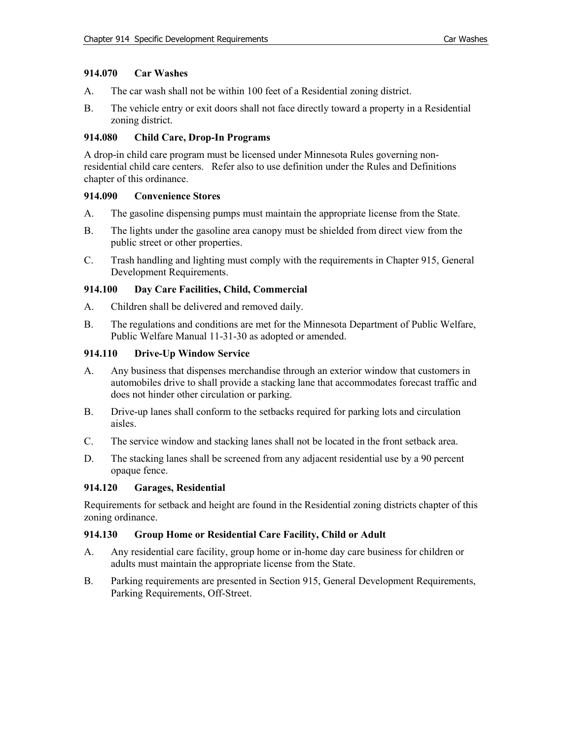### 914.070 Car Washes

A. The car wash shall not be within 100 feet of a Residential zoning district.

B. The vehicle entry or exit doors shall not face directly toward a property in a Residential zoning district.

### 914.080 Child Care, Drop-In Programs

A drop-in child care program must be licensed under Minnesota Rules governing non-residential child care centers. Refer also to use definition under the Rules and Definitions chapter of this ordinance.

### 914.090 Convenience Stores

A. The gasoline dispensing pumps must maintain the appropriate license from the State.

B. The lights under the gasoline area canopy must be shielded from direct view from the public street or other properties.

C. Trash handling and lighting must comply with the requirements in Chapter 915, General Development Requirements.

### 914.100 Day Care Facilities, Child, Commercial

A. Children shall be delivered and removed daily.

B. The regulations and conditions are met for the Minnesota Department of Public Welfare, Public Welfare Manual 11-31-30 as adopted or amended.

### 914.110 Drive-Up Window Service

A. Any business that dispenses merchandise through an exterior window that customers in automobiles drive to shall provide a stacking lane that accommodates forecast traffic and does not hinder other circulation or parking.

B. Drive-up lanes shall conform to the setbacks required for parking lots and circulation aisles.

C. The service window and stacking lanes shall not be located in the front setback area.

D. The stacking lanes shall be screened from any adjacent residential use by a 90 percent opaque fence.

### 914.120 Garages, Residential

Requirements for setback and height are found in the Residential zoning districts chapter of this zoning ordinance.

### 914.130 Group Home or Residential Care Facility, Child or Adult

A. Any residential care facility, group home or in-home day care business for children or adults must maintain the appropriate license from the State.

B. Parking requirements are presented in Section 915, General Development Requirements, Parking Requirements, Off-Street.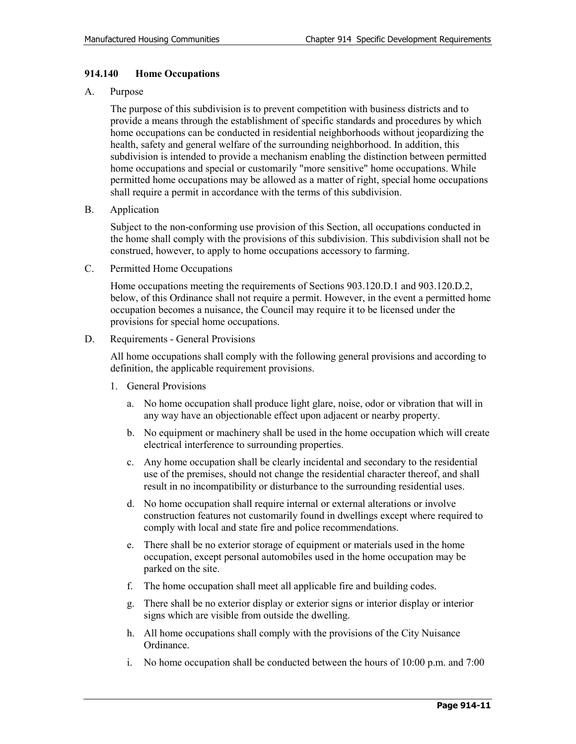### 914.140 Home Occupations

A. Purpose

The purpose of this subdivision is to prevent competition with business districts and to provide a means through the establishment of specific standards and procedures by which home occupations can be conducted in residential neighborhoods without jeopardizing the health, safety and general welfare of the surrounding neighborhood. In addition, this subdivision is intended to provide a mechanism enabling the distinction between permitted home occupations and special or customarily "more sensitive" home occupations. While permitted home occupations may be allowed as a matter of right, special home occupations shall require a permit in accordance with the terms of this subdivision.

B. Application

Subject to the non-conforming use provision of this Section, all occupations conducted in the home shall comply with the provisions of this subdivision. This subdivision shall not be construed, however, to apply to home occupations accessory to farming.

C. Permitted Home Occupations

Home occupations meeting the requirements of Sections 903.120.D.1 and 903.120.D.2, below, of this Ordinance shall not require a permit. However, in the event a permitted home occupation becomes a nuisance, the Council may require it to be licensed under the provisions for special home occupations.

D. Requirements - General Provisions

All home occupations shall comply with the following general provisions and according to definition, the applicable requirement provisions.

1. General Provisions

    a. No home occupation shall produce light glare, noise, odor or vibration that will in any way have an objectionable effect upon adjacent or nearby property.

    b. No equipment or machinery shall be used in the home occupation which will create electrical interference to surrounding properties.

    c. Any home occupation shall be clearly incidental and secondary to the residential use of the premises, should not change the residential character thereof, and shall result in no incompatibility or disturbance to the surrounding residential uses.

    d. No home occupation shall require internal or external alterations or involve construction features not customarily found in dwellings except where required to comply with local and state fire and police recommendations.

    e. There shall be no exterior storage of equipment or materials used in the home occupation, except personal automobiles used in the home occupation may be parked on the site.

    f. The home occupation shall meet all applicable fire and building codes.

    g. There shall be no exterior display or exterior signs or interior display or interior signs which are visible from outside the dwelling.

    h. All home occupations shall comply with the provisions of the City Nuisance Ordinance.

    i. No home occupation shall be conducted between the hours of 10:00 p.m. and 7:00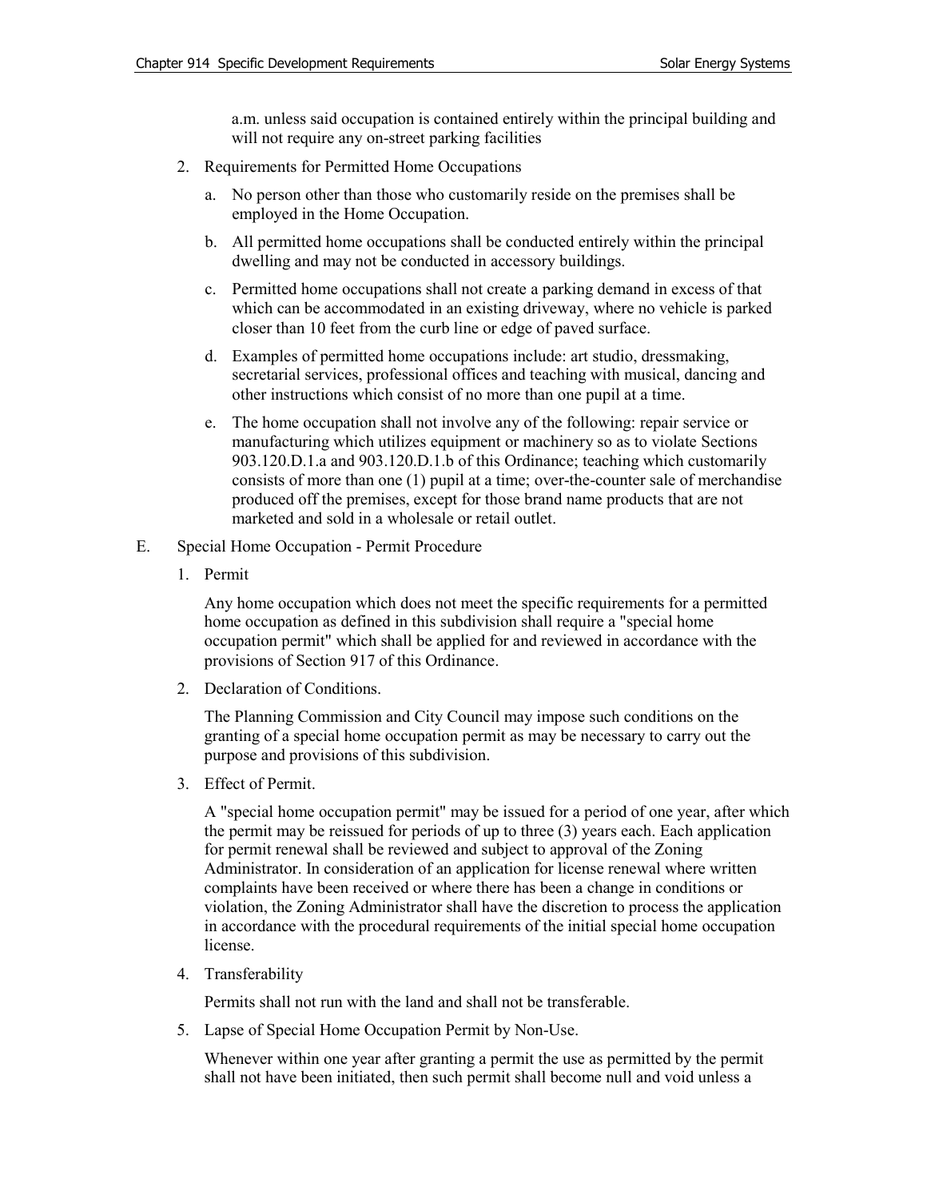a.m. unless said occupation is contained entirely within the principal building and will not require any on-street parking facilities

2. Requirements for Permitted Home Occupations

   a. No person other than those who customarily reside on the premises shall be employed in the Home Occupation.

   b. All permitted home occupations shall be conducted entirely within the principal dwelling and may not be conducted in accessory buildings.

   c. Permitted home occupations shall not create a parking demand in excess of that which can be accommodated in an existing driveway, where no vehicle is parked closer than 10 feet from the curb line or edge of paved surface.

   d. Examples of permitted home occupations include: art studio, dressmaking, secretarial services, professional offices and teaching with musical, dancing and other instructions which consist of no more than one pupil at a time.

   e. The home occupation shall not involve any of the following: repair service or manufacturing which utilizes equipment or machinery so as to violate Sections 903.120.D.1.a and 903.120.D.1.b of this Ordinance; teaching which customarily consists of more than one (1) pupil at a time; over-the-counter sale of merchandise produced off the premises, except for those brand name products that are not marketed and sold in a wholesale or retail outlet.

E. Special Home Occupation - Permit Procedure

1. Permit

   Any home occupation which does not meet the specific requirements for a permitted home occupation as defined in this subdivision shall require a "special home occupation permit" which shall be applied for and reviewed in accordance with the provisions of Section 917 of this Ordinance.

2. Declaration of Conditions.

   The Planning Commission and City Council may impose such conditions on the granting of a special home occupation permit as may be necessary to carry out the purpose and provisions of this subdivision.

3. Effect of Permit.

   A "special home occupation permit" may be issued for a period of one year, after which the permit may be reissued for periods of up to three (3) years each. Each application for permit renewal shall be reviewed and subject to approval of the Zoning Administrator. In consideration of an application for license renewal where written complaints have been received or where there has been a change in conditions or violation, the Zoning Administrator shall have the discretion to process the application in accordance with the procedural requirements of the initial special home occupation license.

4. Transferability

   Permits shall not run with the land and shall not be transferable.

5. Lapse of Special Home Occupation Permit by Non-Use.

   Whenever within one year after granting a permit the use as permitted by the permit shall not have been initiated, then such permit shall become null and void unless a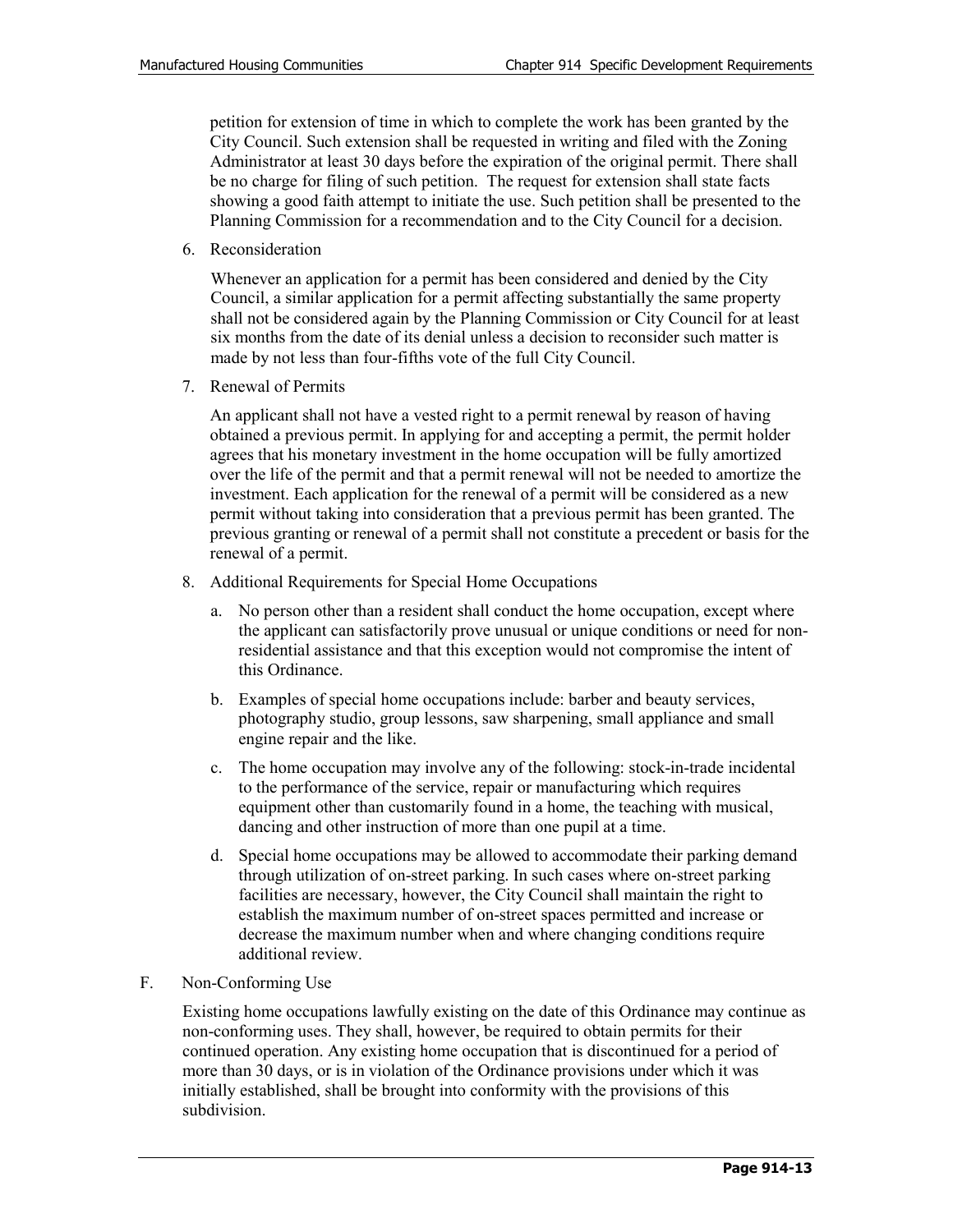petition for extension of time in which to complete the work has been granted by the City Council. Such extension shall be requested in writing and filed with the Zoning Administrator at least 30 days before the expiration of the original permit. There shall be no charge for filing of such petition. The request for extension shall state facts showing a good faith attempt to initiate the use. Such petition shall be presented to the Planning Commission for a recommendation and to the City Council for a decision.

6. Reconsideration

   Whenever an application for a permit has been considered and denied by the City Council, a similar application for a permit affecting substantially the same property shall not be considered again by the Planning Commission or City Council for at least six months from the date of its denial unless a decision to reconsider such matter is made by not less than four-fifths vote of the full City Council.

7. Renewal of Permits

   An applicant shall not have a vested right to a permit renewal by reason of having obtained a previous permit. In applying for and accepting a permit, the permit holder agrees that his monetary investment in the home occupation will be fully amortized over the life of the permit and that a permit renewal will not be needed to amortize the investment. Each application for the renewal of a permit will be considered as a new permit without taking into consideration that a previous permit has been granted. The previous granting or renewal of a permit shall not constitute a precedent or basis for the renewal of a permit.

8. Additional Requirements for Special Home Occupations

   a. No person other than a resident shall conduct the home occupation, except where the applicant can satisfactorily prove unusual or unique conditions or need for non-residential assistance and that this exception would not compromise the intent of this Ordinance.

   b. Examples of special home occupations include: barber and beauty services, photography studio, group lessons, saw sharpening, small appliance and small engine repair and the like.

   c. The home occupation may involve any of the following: stock-in-trade incidental to the performance of the service, repair or manufacturing which requires equipment other than customarily found in a home, the teaching with musical, dancing and other instruction of more than one pupil at a time.

   d. Special home occupations may be allowed to accommodate their parking demand through utilization of on-street parking. In such cases where on-street parking facilities are necessary, however, the City Council shall maintain the right to establish the maximum number of on-street spaces permitted and increase or decrease the maximum number when and where changing conditions require additional review.

F. Non-Conforming Use

Existing home occupations lawfully existing on the date of this Ordinance may continue as non-conforming uses. They shall, however, be required to obtain permits for their continued operation. Any existing home occupation that is discontinued for a period of more than 30 days, or is in violation of the Ordinance provisions under which it was initially established, shall be brought into conformity with the provisions of this subdivision.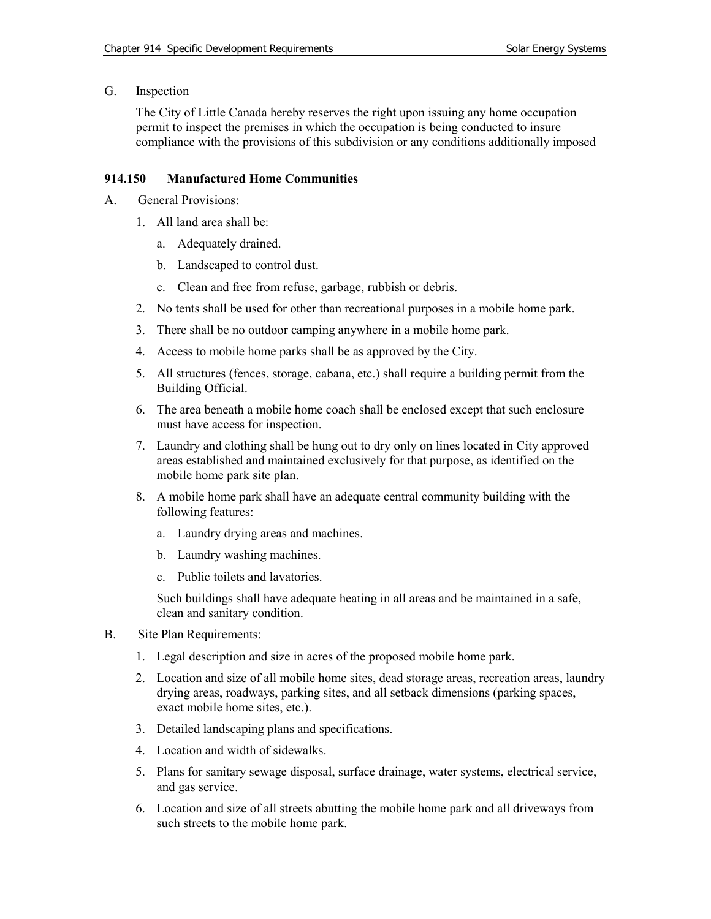G. Inspection

The City of Little Canada hereby reserves the right upon issuing any home occupation permit to inspect the premises in which the occupation is being conducted to insure compliance with the provisions of this subdivision or any conditions additionally imposed

### 914.150 Manufactured Home Communities

A. General Provisions:

1. All land area shall be:
   a. Adequately drained.
   b. Landscaped to control dust.
   c. Clean and free from refuse, garbage, rubbish or debris.
2. No tents shall be used for other than recreational purposes in a mobile home park.
3. There shall be no outdoor camping anywhere in a mobile home park.
4. Access to mobile home parks shall be as approved by the City.
5. All structures (fences, storage, cabana, etc.) shall require a building permit from the Building Official.
6. The area beneath a mobile home coach shall be enclosed except that such enclosure must have access for inspection.
7. Laundry and clothing shall be hung out to dry only on lines located in City approved areas established and maintained exclusively for that purpose, as identified on the mobile home park site plan.
8. A mobile home park shall have an adequate central community building with the following features:
   a. Laundry drying areas and machines.
   b. Laundry washing machines.
   c. Public toilets and lavatories.

   Such buildings shall have adequate heating in all areas and be maintained in a safe, clean and sanitary condition.

B. Site Plan Requirements:

1. Legal description and size in acres of the proposed mobile home park.
2. Location and size of all mobile home sites, dead storage areas, recreation areas, laundry drying areas, roadways, parking sites, and all setback dimensions (parking spaces, exact mobile home sites, etc.).
3. Detailed landscaping plans and specifications.
4. Location and width of sidewalks.
5. Plans for sanitary sewage disposal, surface drainage, water systems, electrical service, and gas service.
6. Location and size of all streets abutting the mobile home park and all driveways from such streets to the mobile home park.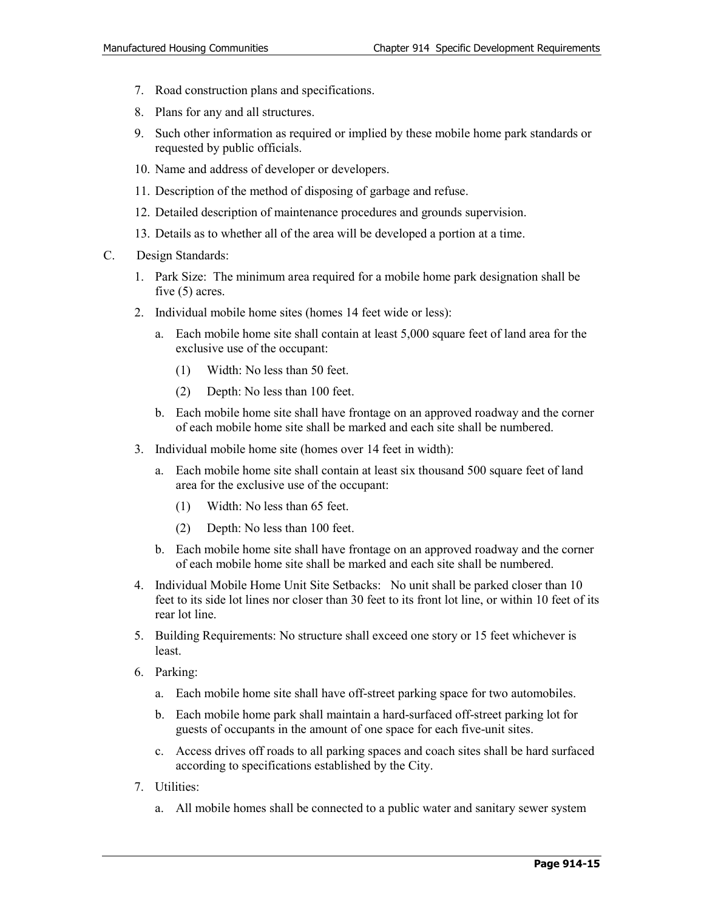7. Road construction plans and specifications.
8. Plans for any and all structures.
9. Such other information as required or implied by these mobile home park standards or requested by public officials.
10. Name and address of developer or developers.
11. Description of the method of disposing of garbage and refuse.
12. Detailed description of maintenance procedures and grounds supervision.
13. Details as to whether all of the area will be developed a portion at a time.

C. Design Standards:

1. Park Size: The minimum area required for a mobile home park designation shall be five (5) acres.
2. Individual mobile home sites (homes 14 feet wide or less):
   a. Each mobile home site shall contain at least 5,000 square feet of land area for the exclusive use of the occupant:
      (1) Width: No less than 50 feet.
      (2) Depth: No less than 100 feet.
   b. Each mobile home site shall have frontage on an approved roadway and the corner of each mobile home site shall be marked and each site shall be numbered.
3. Individual mobile home site (homes over 14 feet in width):
   a. Each mobile home site shall contain at least six thousand 500 square feet of land area for the exclusive use of the occupant:
      (1) Width: No less than 65 feet.
      (2) Depth: No less than 100 feet.
   b. Each mobile home site shall have frontage on an approved roadway and the corner of each mobile home site shall be marked and each site shall be numbered.
4. Individual Mobile Home Unit Site Setbacks: No unit shall be parked closer than 10 feet to its side lot lines nor closer than 30 feet to its front lot line, or within 10 feet of its rear lot line.
5. Building Requirements: No structure shall exceed one story or 15 feet whichever is least.
6. Parking:
   a. Each mobile home site shall have off-street parking space for two automobiles.
   b. Each mobile home park shall maintain a hard-surfaced off-street parking lot for guests of occupants in the amount of one space for each five-unit sites.
   c. Access drives off roads to all parking spaces and coach sites shall be hard surfaced according to specifications established by the City.
7. Utilities:
   a. All mobile homes shall be connected to a public water and sanitary sewer system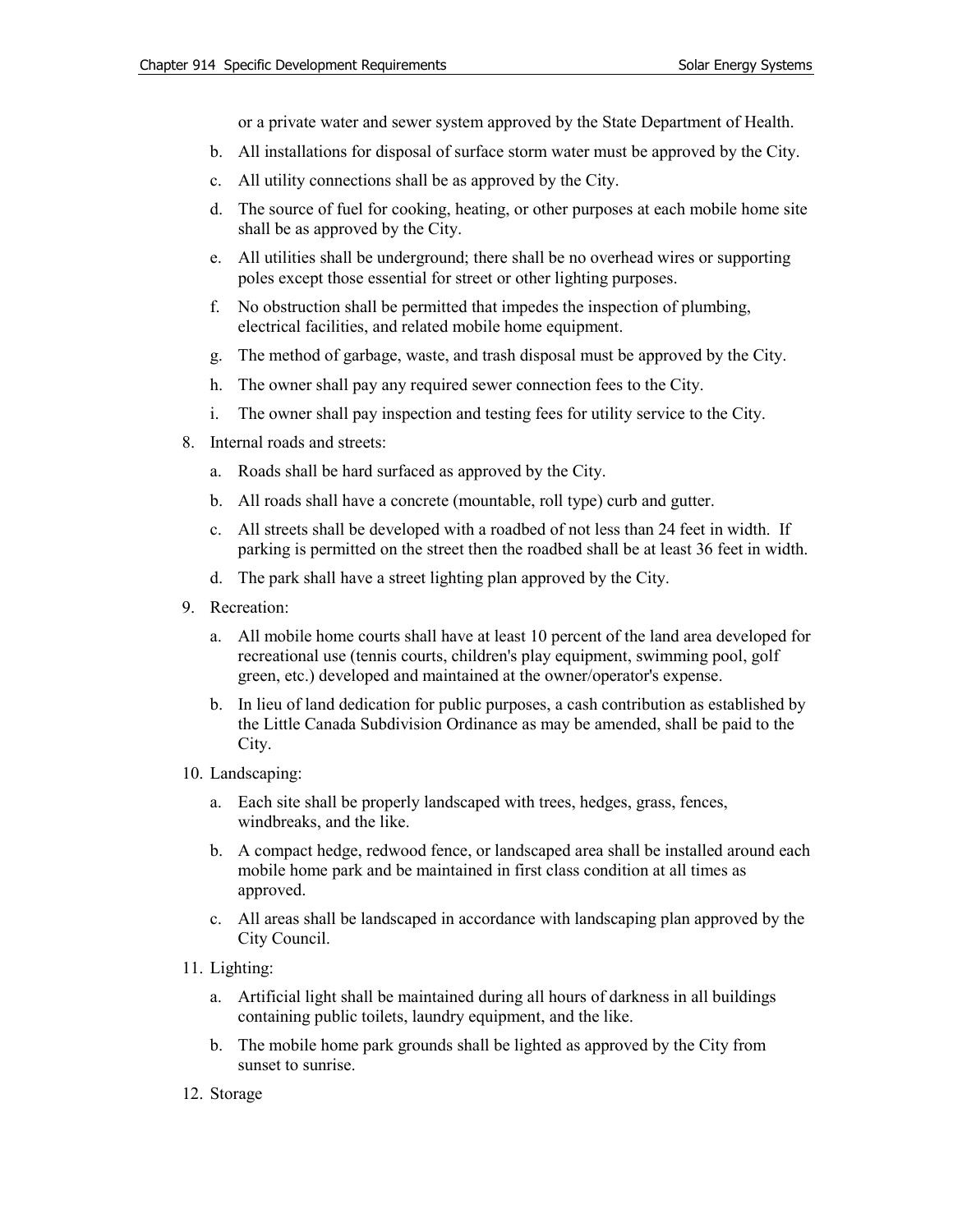or a private water and sewer system approved by the State Department of Health.

b. All installations for disposal of surface storm water must be approved by the City.

c. All utility connections shall be as approved by the City.

d. The source of fuel for cooking, heating, or other purposes at each mobile home site shall be as approved by the City.

e. All utilities shall be underground; there shall be no overhead wires or supporting poles except those essential for street or other lighting purposes.

f. No obstruction shall be permitted that impedes the inspection of plumbing, electrical facilities, and related mobile home equipment.

g. The method of garbage, waste, and trash disposal must be approved by the City.

h. The owner shall pay any required sewer connection fees to the City.

i. The owner shall pay inspection and testing fees for utility service to the City.

8. Internal roads and streets:

   a. Roads shall be hard surfaced as approved by the City.

   b. All roads shall have a concrete (mountable, roll type) curb and gutter.

   c. All streets shall be developed with a roadbed of not less than 24 feet in width. If parking is permitted on the street then the roadbed shall be at least 36 feet in width.

   d. The park shall have a street lighting plan approved by the City.

9. Recreation:

   a. All mobile home courts shall have at least 10 percent of the land area developed for recreational use (tennis courts, children's play equipment, swimming pool, golf green, etc.) developed and maintained at the owner/operator's expense.

   b. In lieu of land dedication for public purposes, a cash contribution as established by the Little Canada Subdivision Ordinance as may be amended, shall be paid to the City.

10. Landscaping:

   a. Each site shall be properly landscaped with trees, hedges, grass, fences, windbreaks, and the like.

   b. A compact hedge, redwood fence, or landscaped area shall be installed around each mobile home park and be maintained in first class condition at all times as approved.

   c. All areas shall be landscaped in accordance with landscaping plan approved by the City Council.

11. Lighting:

   a. Artificial light shall be maintained during all hours of darkness in all buildings containing public toilets, laundry equipment, and the like.

   b. The mobile home park grounds shall be lighted as approved by the City from sunset to sunrise.

12. Storage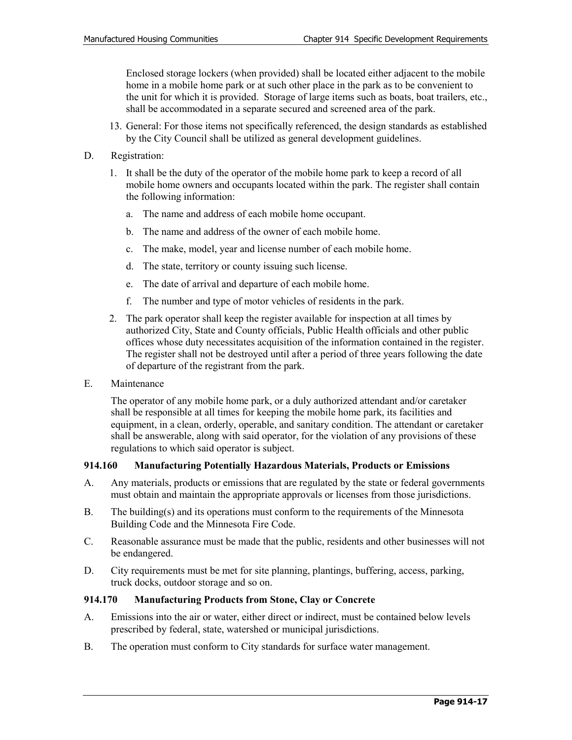Enclosed storage lockers (when provided) shall be located either adjacent to the mobile home in a mobile home park or at such other place in the park as to be convenient to the unit for which it is provided. Storage of large items such as boats, boat trailers, etc., shall be accommodated in a separate secured and screened area of the park.

13. General: For those items not specifically referenced, the design standards as established by the City Council shall be utilized as general development guidelines.

D. Registration:

1. It shall be the duty of the operator of the mobile home park to keep a record of all mobile home owners and occupants located within the park. The register shall contain the following information:

   a. The name and address of each mobile home occupant.

   b. The name and address of the owner of each mobile home.

   c. The make, model, year and license number of each mobile home.

   d. The state, territory or county issuing such license.

   e. The date of arrival and departure of each mobile home.

   f. The number and type of motor vehicles of residents in the park.

2. The park operator shall keep the register available for inspection at all times by authorized City, State and County officials, Public Health officials and other public offices whose duty necessitates acquisition of the information contained in the register. The register shall not be destroyed until after a period of three years following the date of departure of the registrant from the park.

E. Maintenance

The operator of any mobile home park, or a duly authorized attendant and/or caretaker shall be responsible at all times for keeping the mobile home park, its facilities and equipment, in a clean, orderly, operable, and sanitary condition. The attendant or caretaker shall be answerable, along with said operator, for the violation of any provisions of these regulations to which said operator is subject.

### 914.160 Manufacturing Potentially Hazardous Materials, Products or Emissions

A. Any materials, products or emissions that are regulated by the state or federal governments must obtain and maintain the appropriate approvals or licenses from those jurisdictions.

B. The building(s) and its operations must conform to the requirements of the Minnesota Building Code and the Minnesota Fire Code.

C. Reasonable assurance must be made that the public, residents and other businesses will not be endangered.

D. City requirements must be met for site planning, plantings, buffering, access, parking, truck docks, outdoor storage and so on.

### 914.170 Manufacturing Products from Stone, Clay or Concrete

A. Emissions into the air or water, either direct or indirect, must be contained below levels prescribed by federal, state, watershed or municipal jurisdictions.

B. The operation must conform to City standards for surface water management.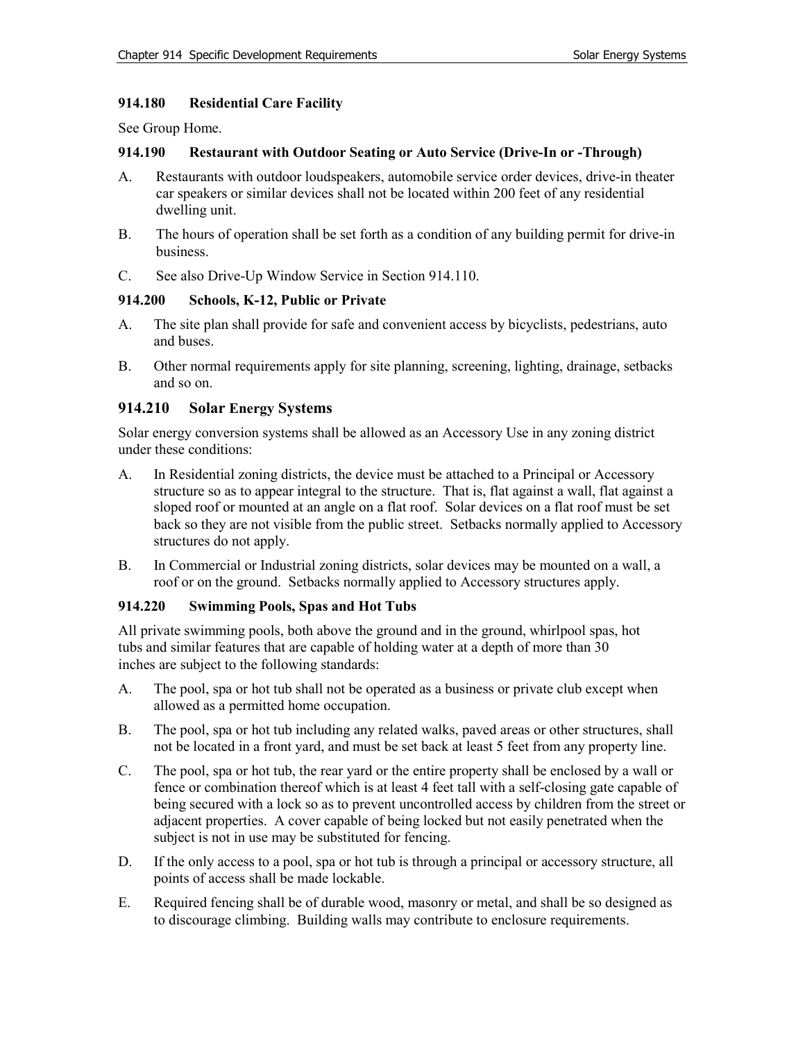### 914.180 Residential Care Facility

See Group Home.

### 914.190 Restaurant with Outdoor Seating or Auto Service (Drive-In or -Through)

A. Restaurants with outdoor loudspeakers, automobile service order devices, drive-in theater car speakers or similar devices shall not be located within 200 feet of any residential dwelling unit.

B. The hours of operation shall be set forth as a condition of any building permit for drive-in business.

C. See also Drive-Up Window Service in Section 914.110.

### 914.200 Schools, K-12, Public or Private

A. The site plan shall provide for safe and convenient access by bicyclists, pedestrians, auto and buses.

B. Other normal requirements apply for site planning, screening, lighting, drainage, setbacks and so on.

## 914.210 Solar Energy Systems

Solar energy conversion systems shall be allowed as an Accessory Use in any zoning district under these conditions:

A. In Residential zoning districts, the device must be attached to a Principal or Accessory structure so as to appear integral to the structure. That is, flat against a wall, flat against a sloped roof or mounted at an angle on a flat roof. Solar devices on a flat roof must be set back so they are not visible from the public street. Setbacks normally applied to Accessory structures do not apply.

B. In Commercial or Industrial zoning districts, solar devices may be mounted on a wall, a roof or on the ground. Setbacks normally applied to Accessory structures apply.

### 914.220 Swimming Pools, Spas and Hot Tubs

All private swimming pools, both above the ground and in the ground, whirlpool spas, hot tubs and similar features that are capable of holding water at a depth of more than 30 inches are subject to the following standards:

A. The pool, spa or hot tub shall not be operated as a business or private club except when allowed as a permitted home occupation.

B. The pool, spa or hot tub including any related walks, paved areas or other structures, shall not be located in a front yard, and must be set back at least 5 feet from any property line.

C. The pool, spa or hot tub, the rear yard or the entire property shall be enclosed by a wall or fence or combination thereof which is at least 4 feet tall with a self-closing gate capable of being secured with a lock so as to prevent uncontrolled access by children from the street or adjacent properties. A cover capable of being locked but not easily penetrated when the subject is not in use may be substituted for fencing.

D. If the only access to a pool, spa or hot tub is through a principal or accessory structure, all points of access shall be made lockable.

E. Required fencing shall be of durable wood, masonry or metal, and shall be so designed as to discourage climbing. Building walls may contribute to enclosure requirements.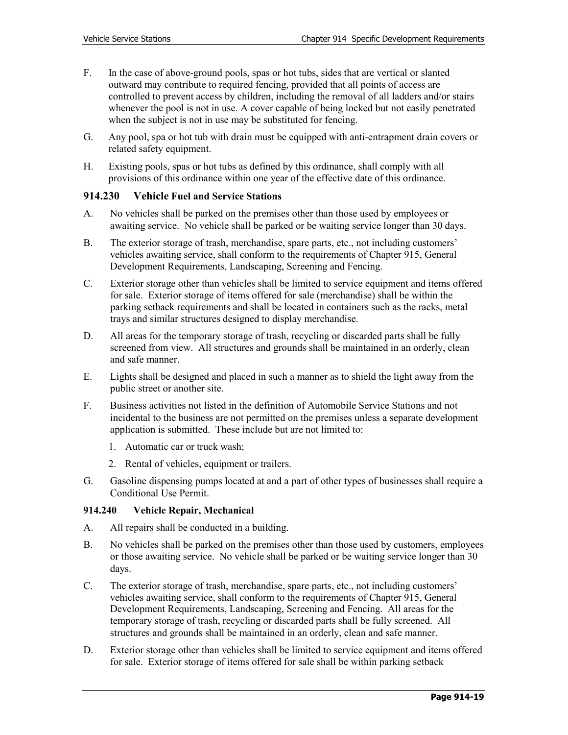F. In the case of above-ground pools, spas or hot tubs, sides that are vertical or slanted outward may contribute to required fencing, provided that all points of access are controlled to prevent access by children, including the removal of all ladders and/or stairs whenever the pool is not in use. A cover capable of being locked but not easily penetrated when the subject is not in use may be substituted for fencing.

G. Any pool, spa or hot tub with drain must be equipped with anti-entrapment drain covers or related safety equipment.

H. Existing pools, spas or hot tubs as defined by this ordinance, shall comply with all provisions of this ordinance within one year of the effective date of this ordinance.

### 914.230 Vehicle Fuel and Service Stations

A. No vehicles shall be parked on the premises other than those used by employees or awaiting service. No vehicle shall be parked or be waiting service longer than 30 days.

B. The exterior storage of trash, merchandise, spare parts, etc., not including customers' vehicles awaiting service, shall conform to the requirements of Chapter 915, General Development Requirements, Landscaping, Screening and Fencing.

C. Exterior storage other than vehicles shall be limited to service equipment and items offered for sale. Exterior storage of items offered for sale (merchandise) shall be within the parking setback requirements and shall be located in containers such as the racks, metal trays and similar structures designed to display merchandise.

D. All areas for the temporary storage of trash, recycling or discarded parts shall be fully screened from view. All structures and grounds shall be maintained in an orderly, clean and safe manner.

E. Lights shall be designed and placed in such a manner as to shield the light away from the public street or another site.

F. Business activities not listed in the definition of Automobile Service Stations and not incidental to the business are not permitted on the premises unless a separate development application is submitted. These include but are not limited to:

   1. Automatic car or truck wash;
   2. Rental of vehicles, equipment or trailers.

G. Gasoline dispensing pumps located at and a part of other types of businesses shall require a Conditional Use Permit.

### 914.240 Vehicle Repair, Mechanical

A. All repairs shall be conducted in a building.

B. No vehicles shall be parked on the premises other than those used by customers, employees or those awaiting service. No vehicle shall be parked or be waiting service longer than 30 days.

C. The exterior storage of trash, merchandise, spare parts, etc., not including customers' vehicles awaiting service, shall conform to the requirements of Chapter 915, General Development Requirements, Landscaping, Screening and Fencing. All areas for the temporary storage of trash, recycling or discarded parts shall be fully screened. All structures and grounds shall be maintained in an orderly, clean and safe manner.

D. Exterior storage other than vehicles shall be limited to service equipment and items offered for sale. Exterior storage of items offered for sale shall be within parking setback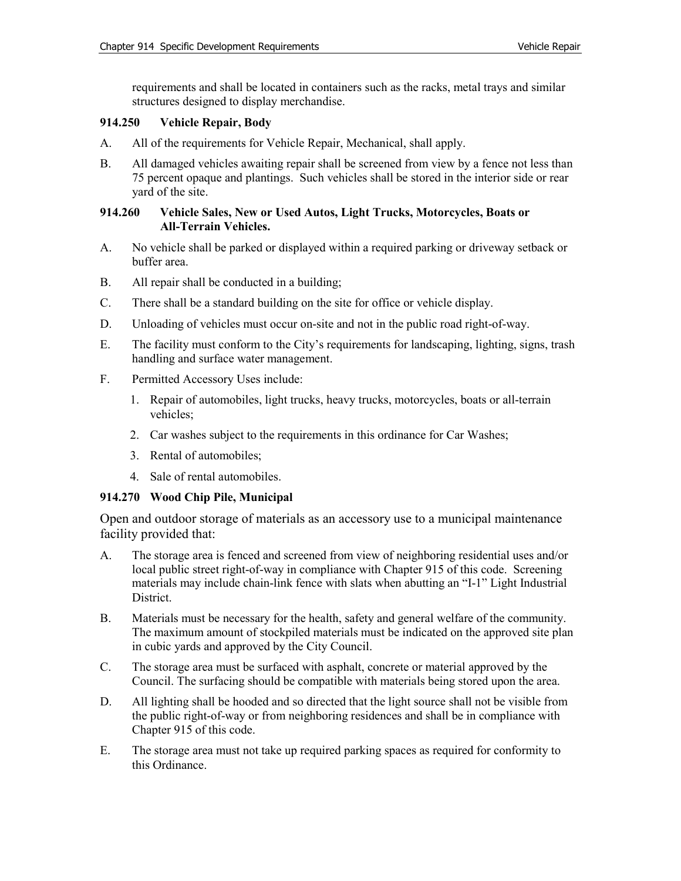requirements and shall be located in containers such as the racks, metal trays and similar structures designed to display merchandise.

### 914.250 Vehicle Repair, Body

A. All of the requirements for Vehicle Repair, Mechanical, shall apply.

B. All damaged vehicles awaiting repair shall be screened from view by a fence not less than 75 percent opaque and plantings. Such vehicles shall be stored in the interior side or rear yard of the site.

### 914.260 Vehicle Sales, New or Used Autos, Light Trucks, Motorcycles, Boats or All-Terrain Vehicles.

A. No vehicle shall be parked or displayed within a required parking or driveway setback or buffer area.

B. All repair shall be conducted in a building;

C. There shall be a standard building on the site for office or vehicle display.

D. Unloading of vehicles must occur on-site and not in the public road right-of-way.

E. The facility must conform to the City's requirements for landscaping, lighting, signs, trash handling and surface water management.

F. Permitted Accessory Uses include:

1. Repair of automobiles, light trucks, heavy trucks, motorcycles, boats or all-terrain vehicles;
2. Car washes subject to the requirements in this ordinance for Car Washes;
3. Rental of automobiles;
4. Sale of rental automobiles.

### 914.270 Wood Chip Pile, Municipal

Open and outdoor storage of materials as an accessory use to a municipal maintenance facility provided that:

A. The storage area is fenced and screened from view of neighboring residential uses and/or local public street right-of-way in compliance with Chapter 915 of this code. Screening materials may include chain-link fence with slats when abutting an "I-1" Light Industrial District.

B. Materials must be necessary for the health, safety and general welfare of the community. The maximum amount of stockpiled materials must be indicated on the approved site plan in cubic yards and approved by the City Council.

C. The storage area must be surfaced with asphalt, concrete or material approved by the Council. The surfacing should be compatible with materials being stored upon the area.

D. All lighting shall be hooded and so directed that the light source shall not be visible from the public right-of-way or from neighboring residences and shall be in compliance with Chapter 915 of this code.

E. The storage area must not take up required parking spaces as required for conformity to this Ordinance.